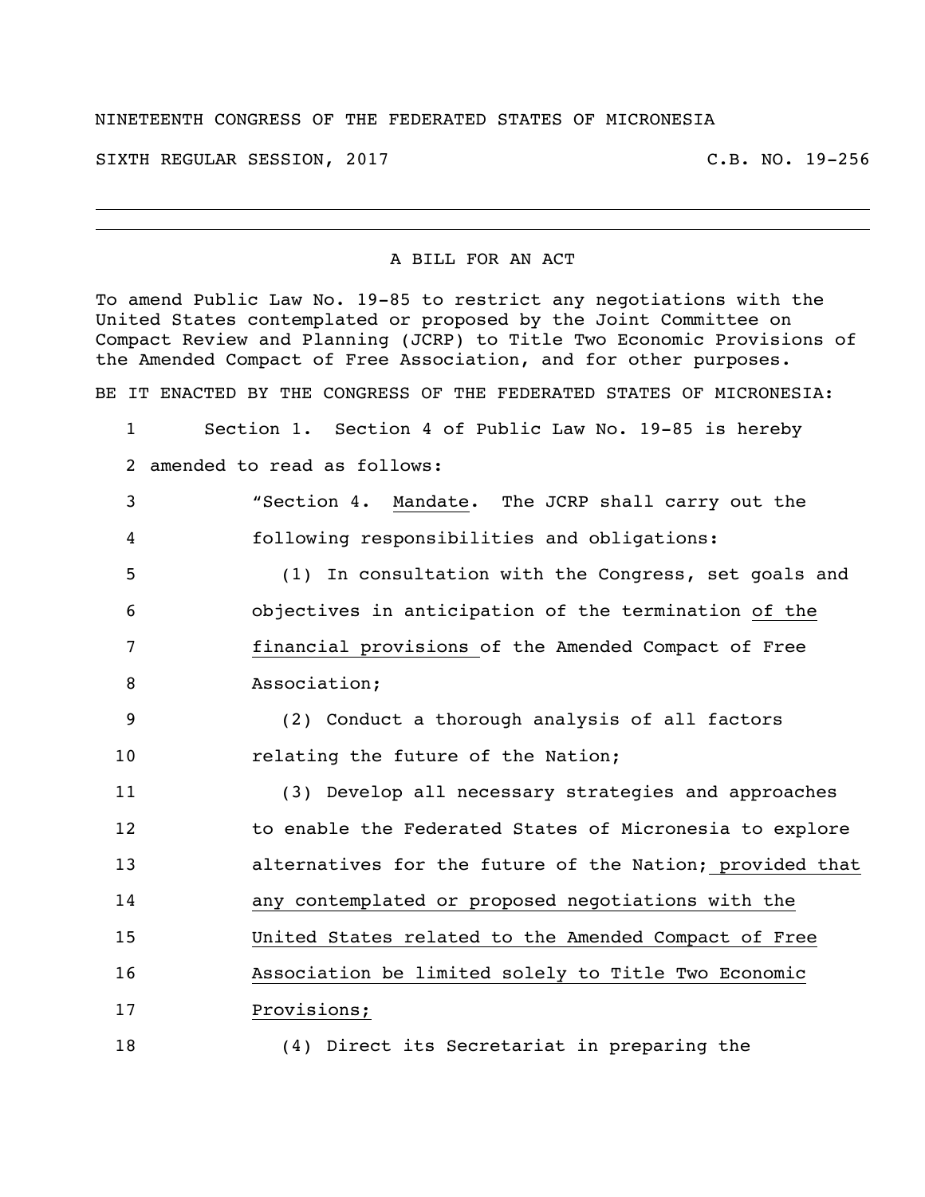NINETEENTH CONGRESS OF THE FEDERATED STATES OF MICRONESIA

SIXTH REGULAR SESSION, 2017 C.B. NO. 19-256

---

A BILL FOR AN ACT

To amend Public Law No. 19-85 to restrict any negotiations with the United States contemplated or proposed by the Joint Committee on Compact Review and Planning (JCRP) to Title Two Economic Provisions of the Amended Compact of Free Association, and for other purposes.

BE IT ENACTED BY THE CONGRESS OF THE FEDERATED STATES OF MICRONESIA:

1 Section 1. Section 4 of Public Law No. 19-85 is hereby
2 amended to read as follows:
3 "Section 4. Mandate. The JCRP shall carry out the
4 following responsibilities and obligations:
5 (1) In consultation with the Congress, set goals and
6 objectives in anticipation of the termination of the
7 financial provisions of the Amended Compact of Free
8 Association;
9 (2) Conduct a thorough analysis of all factors
10 relating the future of the Nation;
11 (3) Develop all necessary strategies and approaches
12 to enable the Federated States of Micronesia to explore
13 alternatives for the future of the Nation; provided that
14 any contemplated or proposed negotiations with the
15 United States related to the Amended Compact of Free
16 Association be limited solely to Title Two Economic
17 Provisions;
18 (4) Direct its Secretariat in preparing the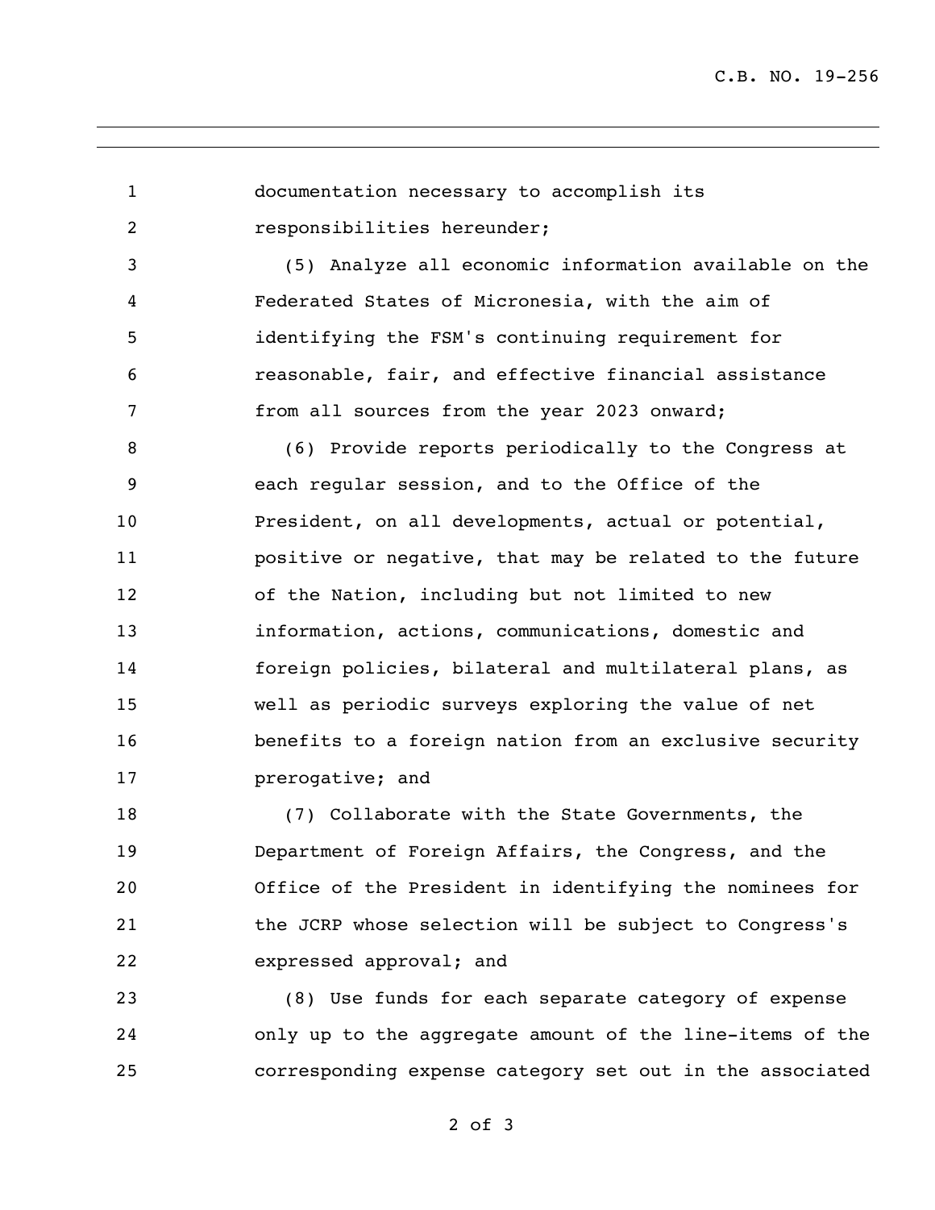documentation necessary to accomplish its responsibilities hereunder;

(5) Analyze all economic information available on the Federated States of Micronesia, with the aim of identifying the FSM's continuing requirement for reasonable, fair, and effective financial assistance from all sources from the year 2023 onward;

(6) Provide reports periodically to the Congress at each regular session, and to the Office of the President, on all developments, actual or potential, positive or negative, that may be related to the future of the Nation, including but not limited to new information, actions, communications, domestic and foreign policies, bilateral and multilateral plans, as well as periodic surveys exploring the value of net benefits to a foreign nation from an exclusive security prerogative; and

(7) Collaborate with the State Governments, the Department of Foreign Affairs, the Congress, and the Office of the President in identifying the nominees for the JCRP whose selection will be subject to Congress's expressed approval; and

(8) Use funds for each separate category of expense only up to the aggregate amount of the line-items of the corresponding expense category set out in the associated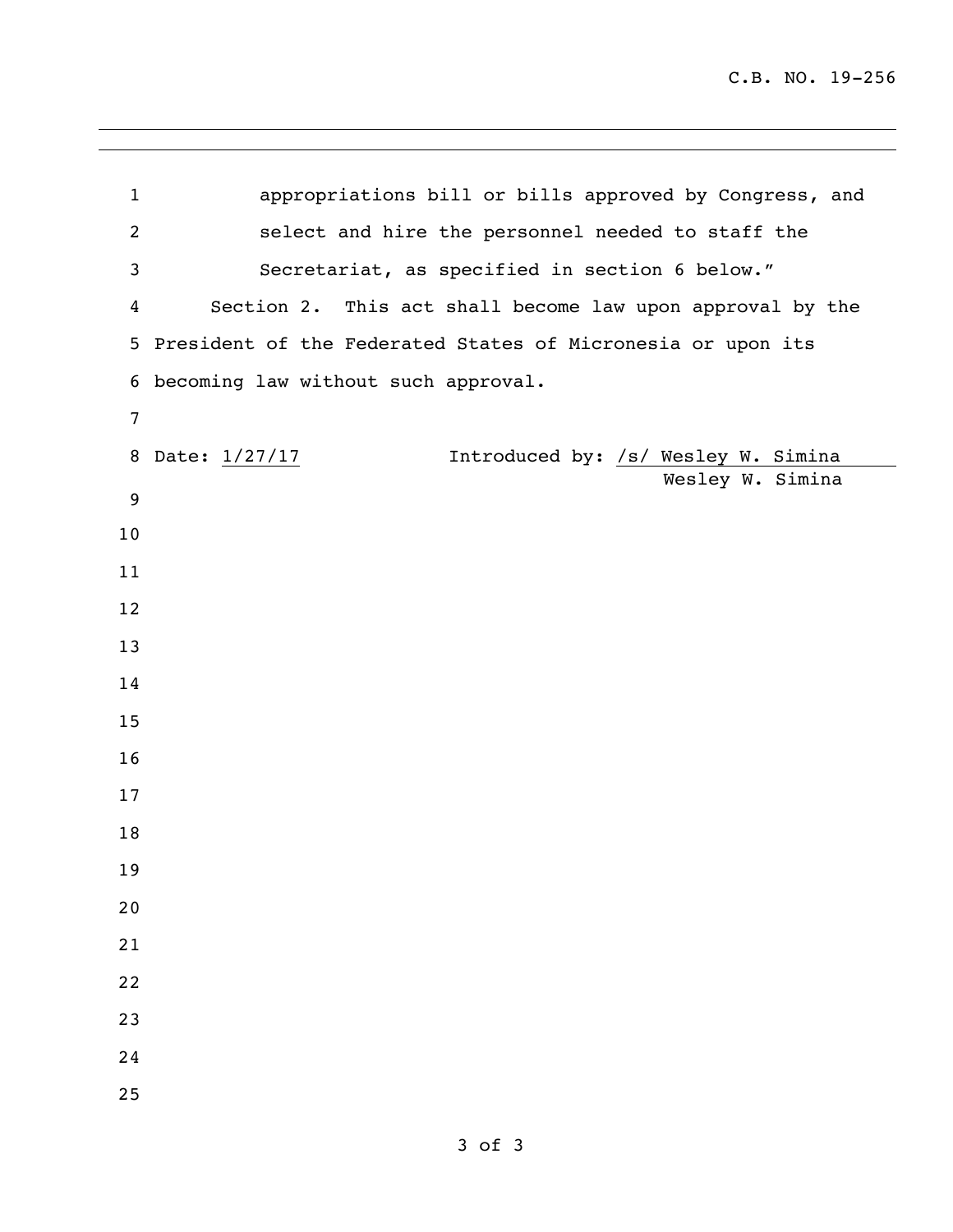appropriations bill or bills approved by Congress, and select and hire the personnel needed to staff the Secretariat, as specified in section 6 below."

Section 2. This act shall become law upon approval by the President of the Federated States of Micronesia or upon its becoming law without such approval.

Date: 1/27/17

Introduced by: /s/ Wesley W. Simina
Wesley W. Simina